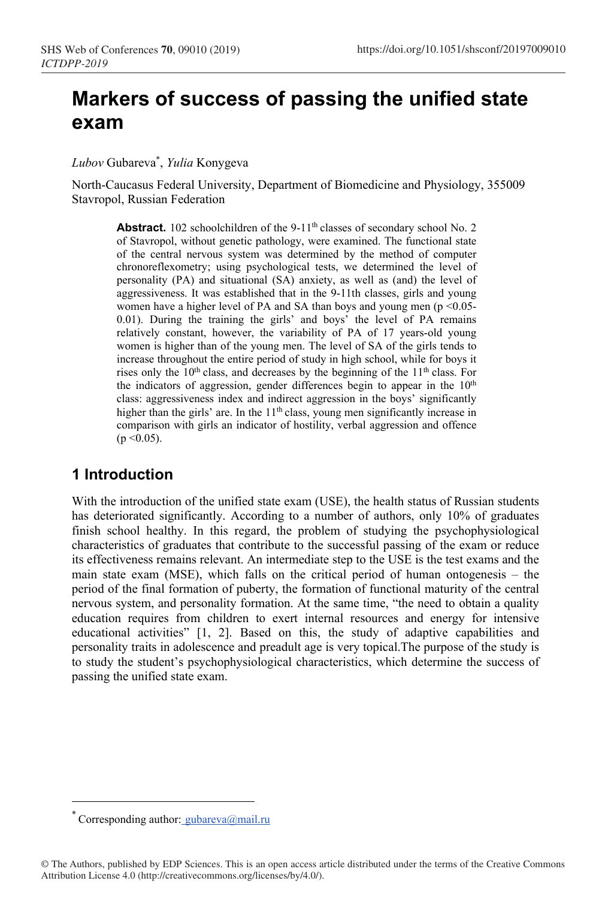# Markers of success of passing the unified state exam

*Lubov* Gubareva[*], *Yulia* Konygeva

North-Caucasus Federal University, Department of Biomedicine and Physiology, 355009 Stavropol, Russian Federation

**Abstract.** 102 schoolchildren of the 9-11[th] classes of secondary school No. 2 of Stavropol, without genetic pathology, were examined. The functional state of the central nervous system was determined by the method of computer chronoreflexometry; using psychological tests, we determined the level of personality (PA) and situational (SA) anxiety, as well as (and) the level of aggressiveness. It was established that in the 9-11th classes, girls and young women have a higher level of PA and SA than boys and young men ($p < 0.05$-$0.01$). During the training the girls' and boys' the level of PA remains relatively constant, however, the variability of PA of 17 years-old young women is higher than of the young men. The level of SA of the girls tends to increase throughout the entire period of study in high school, while for boys it rises only the 10[th] class, and decreases by the beginning of the 11[th] class. For the indicators of aggression, gender differences begin to appear in the 10[th] class: aggressiveness index and indirect aggression in the boys' significantly higher than the girls' are. In the 11[th] class, young men significantly increase in comparison with girls an indicator of hostility, verbal aggression and offence ($p < 0.05$).

## 1 Introduction

With the introduction of the unified state exam (USE), the health status of Russian students has deteriorated significantly. According to a number of authors, only 10% of graduates finish school healthy. In this regard, the problem of studying the psychophysiological characteristics of graduates that contribute to the successful passing of the exam or reduce its effectiveness remains relevant. An intermediate step to the USE is the test exams and the main state exam (MSE), which falls on the critical period of human ontogenesis – the period of the final formation of puberty, the formation of functional maturity of the central nervous system, and personality formation. At the same time, "the need to obtain a quality education requires from children to exert internal resources and energy for intensive educational activities" [1, 2]. Based on this, the study of adaptive capabilities and personality traits in adolescence and preadult age is very topical.The purpose of the study is to study the student's psychophysiological characteristics, which determine the success of passing the unified state exam.

[*] Corresponding author: gubareva@mail.ru

© The Authors, published by EDP Sciences. This is an open access article distributed under the terms of the Creative Commons Attribution License 4.0 (http://creativecommons.org/licenses/by/4.0/).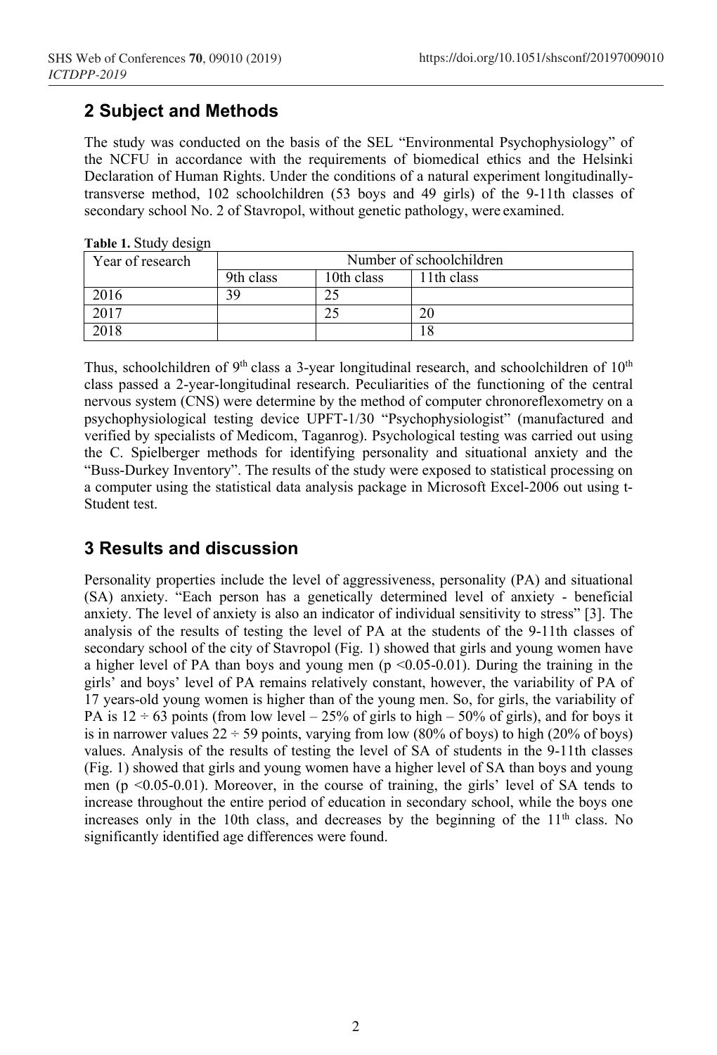## 2 Subject and Methods

The study was conducted on the basis of the SEL "Environmental Psychophysiology" of the NCFU in accordance with the requirements of biomedical ethics and the Helsinki Declaration of Human Rights. Under the conditions of a natural experiment longitudinally-transverse method, 102 schoolchildren (53 boys and 49 girls) of the 9-11th classes of secondary school No. 2 of Stavropol, without genetic pathology, were examined.

**Table 1.** Study design

| Year of research | Number of schoolchildren | | |
|---|---|---|---|
| | 9th class | 10th class | 11th class |
| 2016 | 39 | 25 | |
| 2017 | | 25 | 20 |
| 2018 | | | 18 |

Thus, schoolchildren of 9[th] class a 3-year longitudinal research, and schoolchildren of 10[th] class passed a 2-year-longitudinal research. Peculiarities of the functioning of the central nervous system (CNS) were determine by the method of computer chronoreflexometry on a psychophysiological testing device UPFT-1/30 "Psychophysiologist" (manufactured and verified by specialists of Medicom, Taganrog). Psychological testing was carried out using the C. Spielberger methods for identifying personality and situational anxiety and the "Buss-Durkey Inventory". The results of the study were exposed to statistical processing on a computer using the statistical data analysis package in Microsoft Excel-2006 out using t-Student test.

## 3 Results and discussion

Personality properties include the level of aggressiveness, personality (PA) and situational (SA) anxiety. "Each person has a genetically determined level of anxiety - beneficial anxiety. The level of anxiety is also an indicator of individual sensitivity to stress" [3]. The analysis of the results of testing the level of PA at the students of the 9-11th classes of secondary school of the city of Stavropol (Fig. 1) showed that girls and young women have a higher level of PA than boys and young men ($p < 0.05$-$0.01$). During the training in the girls' and boys' level of PA remains relatively constant, however, the variability of PA of 17 years-old young women is higher than of the young men. So, for girls, the variability of PA is $12 \div 63$ points (from low level – 25% of girls to high – 50% of girls), and for boys it is in narrower values $22 \div 59$ points, varying from low (80% of boys) to high (20% of boys) values. Analysis of the results of testing the level of SA of students in the 9-11th classes (Fig. 1) showed that girls and young women have a higher level of SA than boys and young men ($p < 0.05$-$0.01$). Moreover, in the course of training, the girls' level of SA tends to increase throughout the entire period of education in secondary school, while the boys one increases only in the 10th class, and decreases by the beginning of the 11[th] class. No significantly identified age differences were found.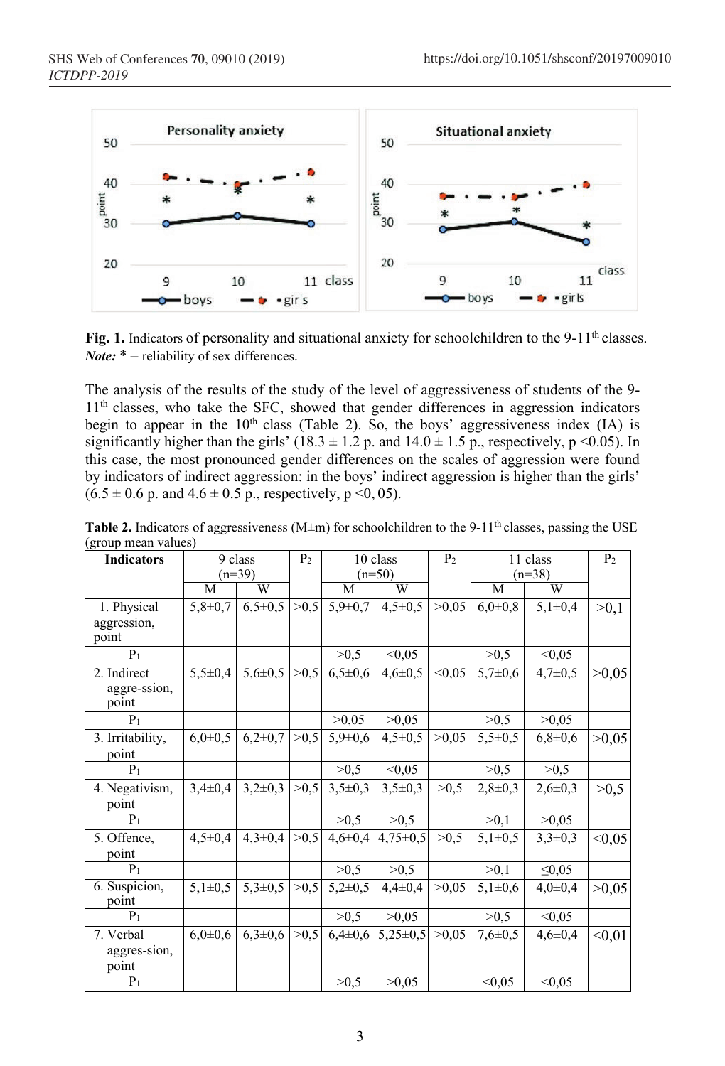**Fig. 1.** Indicators of personality and situational anxiety for schoolchildren to the 9-11th classes. *Note:* * – reliability of sex differences.

The analysis of the results of the study of the level of aggressiveness of students of the 9-11th classes, who take the SFC, showed that gender differences in aggression indicators begin to appear in the 10th class (Table 2). So, the boys' aggressiveness index (IA) is significantly higher than the girls' (18.3 ± 1.2 p. and 14.0 ± 1.5 p., respectively, p <0.05). In this case, the most pronounced gender differences on the scales of aggression were found by indicators of indirect aggression: in the boys' indirect aggression is higher than the girls' (6.5 ± 0.6 p. and 4.6 ± 0.5 p., respectively, p <0, 05).

**Table 2.** Indicators of aggressiveness (M±m) for schoolchildren to the 9-11th classes, passing the USE (group mean values)

| Indicators | 9 class (n=39) | | $P_2$ | 10 class (n=50) | | $P_2$ | 11 class (n=38) | | $P_2$ |
|---|---|---|---|---|---|---|---|---|---|
| | M | W | | M | W | | M | W | |
| 1. Physical aggression, point | 5,8±0,7 | 6,5±0,5 | >0,5 | 5,9±0,7 | 4,5±0,5 | >0,05 | 6,0±0,8 | 5,1±0,4 | >0,1 |
| $P_1$ | | | | >0,5 | <0,05 | | >0,5 | <0,05 | |
| 2. Indirect aggre-ssion, point | 5,5±0,4 | 5,6±0,5 | >0,5 | 6,5±0,6 | 4,6±0,5 | <0,05 | 5,7±0,6 | 4,7±0,5 | >0,05 |
| $P_1$ | | | | >0,05 | >0,05 | | >0,5 | >0,05 | |
| 3. Irritability, point | 6,0±0,5 | 6,2±0,7 | >0,5 | 5,9±0,6 | 4,5±0,5 | >0,05 | 5,5±0,5 | 6,8±0,6 | >0,05 |
| $P_1$ | | | | >0,5 | <0,05 | | >0,5 | >0,5 | |
| 4. Negativism, point | 3,4±0,4 | 3,2±0,3 | >0,5 | 3,5±0,3 | 3,5±0,3 | >0,5 | 2,8±0,3 | 2,6±0,3 | >0,5 |
| $P_1$ | | | | >0,5 | >0,5 | | >0,1 | >0,05 | |
| 5. Offence, point | 4,5±0,4 | 4,3±0,4 | >0,5 | 4,6±0,4 | 4,75±0,5 | >0,5 | 5,1±0,5 | 3,3±0,3 | <0,05 |
| $P_1$ | | | | >0,5 | >0,5 | | >0,1 | ≤0,05 | |
| 6. Suspicion, point | 5,1±0,5 | 5,3±0,5 | >0,5 | 5,2±0,5 | 4,4±0,4 | >0,05 | 5,1±0,6 | 4,0±0,4 | >0,05 |
| $P_1$ | | | | >0,5 | >0,05 | | >0,5 | <0,05 | |
| 7. Verbal aggres-sion, point | 6,0±0,6 | 6,3±0,6 | >0,5 | 6,4±0,6 | 5,25±0,5 | >0,05 | 7,6±0,5 | 4,6±0,4 | <0,01 |
| $P_1$ | | | | >0,5 | >0,05 | | <0,05 | <0,05 | |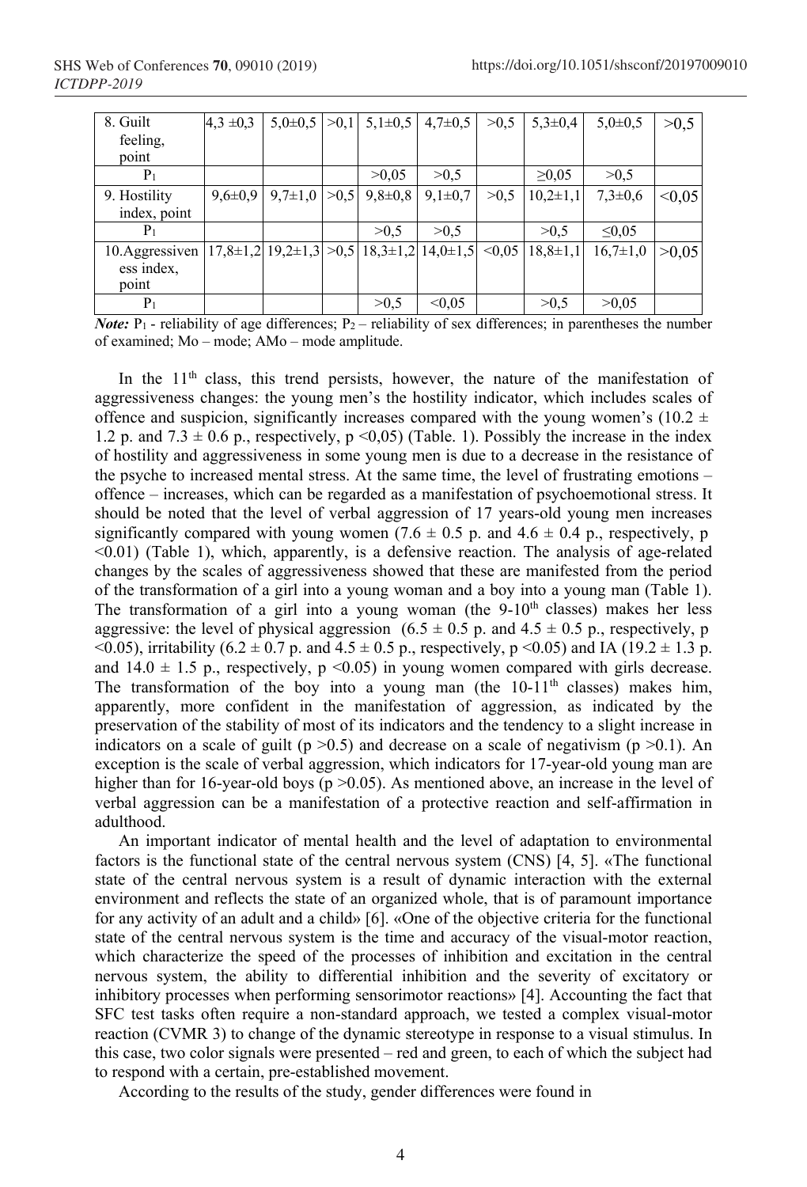| 8. Guilt feeling, point | 4,3 ±0,3 | 5,0±0,5 | >0,1 | 5,1±0,5 | 4,7±0,5 | >0,5 | 5,3±0,4 | 5,0±0,5 | >0,5 |
|---|---|---|---|---|---|---|---|---|---|
| $P_1$ | | | | >0,05 | >0,5 | | ≥0,05 | >0,5 | |
| 9. Hostility index, point | 9,6±0,9 | 9,7±1,0 | >0,5 | 9,8±0,8 | 9,1±0,7 | >0,5 | 10,2±1,1 | 7,3±0,6 | <0,05 |
| $P_1$ | | | | >0,5 | >0,5 | | >0,5 | ≤0,05 | |
| 10.Aggressiveness index, point | 17,8±1,2 | 19,2±1,3 | >0,5 | 18,3±1,2 | 14,0±1,5 | <0,05 | 18,8±1,1 | 16,7±1,0 | >0,05 |
| $P_1$ | | | | >0,5 | <0,05 | | >0,5 | >0,05 | |

***Note:*** $P_1$ - reliability of age differences; $P_2$ – reliability of sex differences; in parentheses the number of examined; Mo – mode; AMo – mode amplitude.

In the 11th class, this trend persists, however, the nature of the manifestation of aggressiveness changes: the young men's the hostility indicator, which includes scales of offence and suspicion, significantly increases compared with the young women's (10.2 ± 1.2 p. and 7.3 ± 0.6 p., respectively, $p < 0{,}05$) (Table. 1). Possibly the increase in the index of hostility and aggressiveness in some young men is due to a decrease in the resistance of the psyche to increased mental stress. At the same time, the level of frustrating emotions – offence – increases, which can be regarded as a manifestation of psychoemotional stress. It should be noted that the level of verbal aggression of 17 years-old young men increases significantly compared with young women (7.6 ± 0.5 p. and 4.6 ± 0.4 p., respectively, $p < 0.01$) (Table 1), which, apparently, is a defensive reaction. The analysis of age-related changes by the scales of aggressiveness showed that these are manifested from the period of the transformation of a girl into a young woman and a boy into a young man (Table 1). The transformation of a girl into a young woman (the 9-10th classes) makes her less aggressive: the level of physical aggression (6.5 ± 0.5 p. and 4.5 ± 0.5 p., respectively, $p < 0.05$), irritability (6.2 ± 0.7 p. and 4.5 ± 0.5 p., respectively, $p < 0.05$) and IA (19.2 ± 1.3 p. and 14.0 ± 1.5 p., respectively, $p < 0.05$) in young women compared with girls decrease. The transformation of the boy into a young man (the 10-11th classes) makes him, apparently, more confident in the manifestation of aggression, as indicated by the preservation of the stability of most of its indicators and the tendency to a slight increase in indicators on a scale of guilt ($p > 0.5$) and decrease on a scale of negativism ($p > 0.1$). An exception is the scale of verbal aggression, which indicators for 17-year-old young man are higher than for 16-year-old boys ($p > 0.05$). As mentioned above, an increase in the level of verbal aggression can be a manifestation of a protective reaction and self-affirmation in adulthood.

An important indicator of mental health and the level of adaptation to environmental factors is the functional state of the central nervous system (CNS) [4, 5]. «The functional state of the central nervous system is a result of dynamic interaction with the external environment and reflects the state of an organized whole, that is of paramount importance for any activity of an adult and a child» [6]. «One of the objective criteria for the functional state of the central nervous system is the time and accuracy of the visual-motor reaction, which characterize the speed of the processes of inhibition and excitation in the central nervous system, the ability to differential inhibition and the severity of excitatory or inhibitory processes when performing sensorimotor reactions» [4]. Accounting the fact that SFC test tasks often require a non-standard approach, we tested a complex visual-motor reaction (CVMR 3) to change of the dynamic stereotype in response to a visual stimulus. In this case, two color signals were presented – red and green, to each of which the subject had to respond with a certain, pre-established movement.

According to the results of the study, gender differences were found in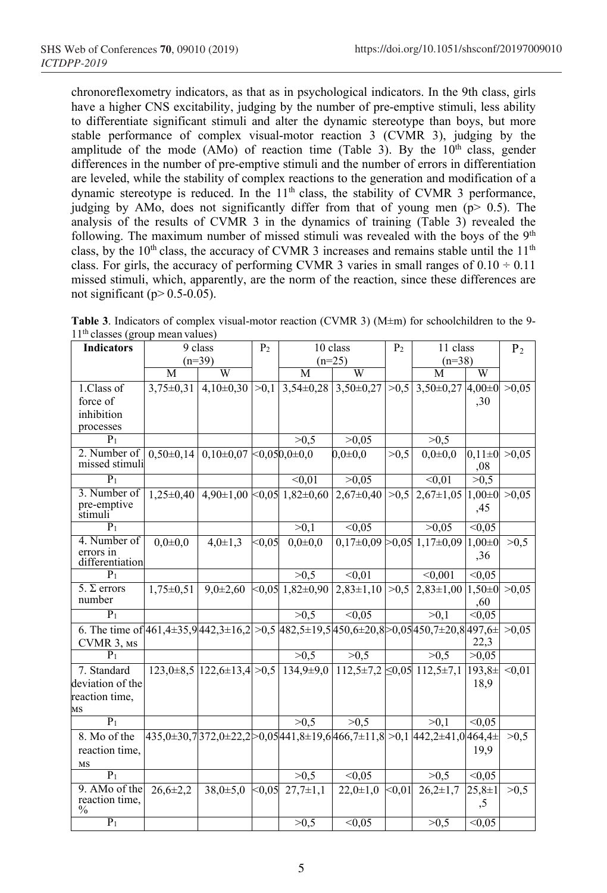chronoreflexometry indicators, as that as in psychological indicators. In the 9th class, girls have a higher CNS excitability, judging by the number of pre-emptive stimuli, less ability to differentiate significant stimuli and alter the dynamic stereotype than boys, but more stable performance of complex visual-motor reaction 3 (CVMR 3), judging by the amplitude of the mode (AMo) of reaction time (Table 3). By the 10th class, gender differences in the number of pre-emptive stimuli and the number of errors in differentiation are leveled, while the stability of complex reactions to the generation and modification of a dynamic stereotype is reduced. In the 11th class, the stability of CVMR 3 performance, judging by AMo, does not significantly differ from that of young men ($p > 0.5$). The analysis of the results of CVMR 3 in the dynamics of training (Table 3) revealed the following. The maximum number of missed stimuli was revealed with the boys of the 9th class, by the 10th class, the accuracy of CVMR 3 increases and remains stable until the 11th class. For girls, the accuracy of performing CVMR 3 varies in small ranges of 0.10 ÷ 0.11 missed stimuli, which, apparently, are the norm of the reaction, since these differences are not significant ($p > 0.5$-$0.05$).

**Table 3**. Indicators of complex visual-motor reaction (CVMR 3) (M±m) for schoolchildren to the 9-11th classes (group mean values)

| Indicators | 9 class (n=39) | | $P_2$ | 10 class (n=25) | | $P_2$ | 11 class (n=38) | | $P_2$ |
|---|---|---|---|---|---|---|---|---|---|
| | M | W | | M | W | | M | W | |
| 1.Class of force of inhibition processes | 3,75±0,31 | 4,10±0,30 | >0,1 | 3,54±0,28 | 3,50±0,27 | >0,5 | 3,50±0,27 | 4,00±0,30 | >0,05 |
| $P_1$ | | | | >0,5 | >0,05 | | >0,5 | | |
| 2. Number of missed stimuli | 0,50±0,14 | 0,10±0,07 | <0,05 | 0,0±0,0 | 0,0±0,0 | >0,5 | 0,0±0,0 | 0,11±0,08 | >0,05 |
| $P_1$ | | | | <0,01 | >0,05 | | <0,01 | >0,5 | |
| 3. Number of pre-emptive stimuli | 1,25±0,40 | 4,90±1,00 | <0,05 | 1,82±0,60 | 2,67±0,40 | >0,5 | 2,67±1,05 | 1,00±0,45 | >0,05 |
| $P_1$ | | | | >0,1 | <0,05 | | >0,05 | <0,05 | |
| 4. Number of errors in differentiation | 0,0±0,0 | 4,0±1,3 | <0,05 | 0,0±0,0 | 0,17±0,09 | >0,05 | 1,17±0,09 | 1,00±0,36 | >0,5 |
| $P_1$ | | | | >0,5 | <0,01 | | <0,001 | <0,05 | |
| 5. Σ errors number | 1,75±0,51 | 9,0±2,60 | <0,05 | 1,82±0,90 | 2,83±1,10 | >0,5 | 2,83±1,00 | 1,50±0,60 | >0,05 |
| $P_1$ | | | | >0,5 | <0,05 | | >0,1 | <0,05 | |
| 6. The time of CVMR 3, мs | 461,4±35,9 | 442,3±16,2 | >0,5 | 482,5±19,5 | 450,6±20,8 | >0,05 | 450,7±20,8 | 497,6±22,3 | >0,05 |
| $P_1$ | | | | >0,5 | >0,5 | | >0,5 | >0,05 | |
| 7. Standard deviation of the reaction time, мs | 123,0±8,5 | 122,6±13,4 | >0,5 | 134,9±9,0 | 112,5±7,2 | ≤0,05 | 112,5±7,1 | 193,8±18,9 | <0,01 |
| $P_1$ | | | | >0,5 | >0,5 | | >0,1 | <0,05 | |
| 8. Mo of the reaction time, мs | 435,0±30,7 | 372,0±22,2 | >0,05 | 441,8±19,6 | 466,7±11,8 | >0,1 | 442,2±41,0 | 464,4±19,9 | >0,5 |
| $P_1$ | | | | >0,5 | <0,05 | | >0,5 | <0,05 | |
| 9. AMo of the reaction time, % | 26,6±2,2 | 38,0±5,0 | <0,05 | 27,7±1,1 | 22,0±1,0 | <0,01 | 26,2±1,7 | 25,8±1,5 | >0,5 |
| $P_1$ | | | | >0,5 | <0,05 | | >0,5 | <0,05 | |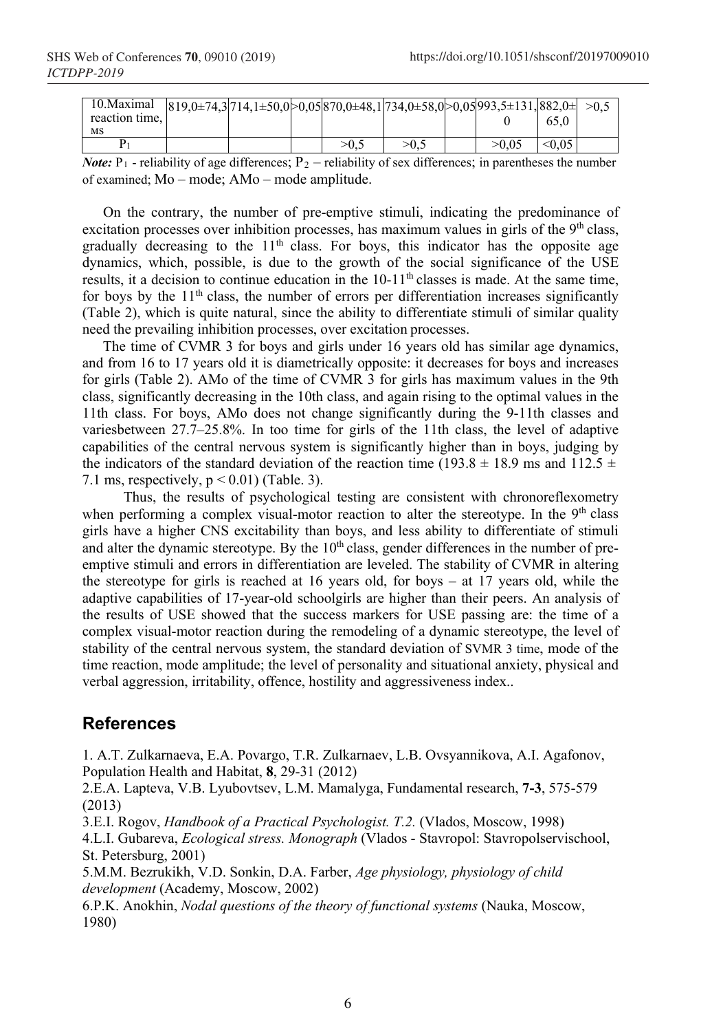| | | | | | | | | | |
|---|---|---|---|---|---|---|---|---|---|
| 10.Maximal reaction time, мs | 819,0±74,3 | 714,1±50,0 | >0,05 | 870,0±48,1 | 734,0±58,0 | >0,05 | 993,5±131,0 | 882,0±65,0 | >0,5 |
| $P_1$ | | | | >0,5 | >0,5 | | >0,05 | <0,05 | |

***Note:*** $P_1$ - reliability of age differences; $P_2$ – reliability of sex differences; in parentheses the number of examined; Mo – mode; AMo – mode amplitude.

On the contrary, the number of pre-emptive stimuli, indicating the predominance of excitation processes over inhibition processes, has maximum values in girls of the 9[th] class, gradually decreasing to the 11[th] class. For boys, this indicator has the opposite age dynamics, which, possible, is due to the growth of the social significance of the USE results, it a decision to continue education in the 10-11[th] classes is made. At the same time, for boys by the 11[th] class, the number of errors per differentiation increases significantly (Table 2), which is quite natural, since the ability to differentiate stimuli of similar quality need the prevailing inhibition processes, over excitation processes.

The time of CVMR 3 for boys and girls under 16 years old has similar age dynamics, and from 16 to 17 years old it is diametrically opposite: it decreases for boys and increases for girls (Table 2). AMo of the time of CVMR 3 for girls has maximum values in the 9th class, significantly decreasing in the 10th class, and again rising to the optimal values in the 11th class. For boys, AMo does not change significantly during the 9-11th classes and variesbetween 27.7–25.8%. In too time for girls of the 11th class, the level of adaptive capabilities of the central nervous system is significantly higher than in boys, judging by the indicators of the standard deviation of the reaction time (193.8 ± 18.9 ms and 112.5 ± 7.1 ms, respectively, $p < 0.01$) (Table. 3).

Thus, the results of psychological testing are consistent with chronoreflexometry when performing a complex visual-motor reaction to alter the stereotype. In the 9[th] class girls have a higher CNS excitability than boys, and less ability to differentiate of stimuli and alter the dynamic stereotype. By the 10[th] class, gender differences in the number of pre-emptive stimuli and errors in differentiation are leveled. The stability of CVMR in altering the stereotype for girls is reached at 16 years old, for boys – at 17 years old, while the adaptive capabilities of 17-year-old schoolgirls are higher than their peers. An analysis of the results of USE showed that the success markers for USE passing are: the time of a complex visual-motor reaction during the remodeling of a dynamic stereotype, the level of stability of the central nervous system, the standard deviation of SVMR 3 time, mode of the time reaction, mode amplitude; the level of personality and situational anxiety, physical and verbal aggression, irritability, offence, hostility and aggressiveness index..

## References

1. A.T. Zulkarnaeva, E.A. Povargo, T.R. Zulkarnaev, L.B. Ovsyannikova, A.I. Agafonov, Population Health and Habitat, **8**, 29-31 (2012)

2. E.A. Lapteva, V.B. Lyubovtsev, L.M. Mamalyga, Fundamental research, **7-3**, 575-579 (2013)

3. E.I. Rogov, *Handbook of a Practical Psychologist. T.2.* (Vlados, Moscow, 1998)

4. L.I. Gubareva, *Ecological stress. Monograph* (Vlados - Stavropol: Stavropolservischool, St. Petersburg, 2001)

5. M.M. Bezrukikh, V.D. Sonkin, D.A. Farber, *Age physiology, physiology of child development* (Academy, Moscow, 2002)

6. P.K. Anokhin, *Nodal questions of the theory of functional systems* (Nauka, Moscow, 1980)